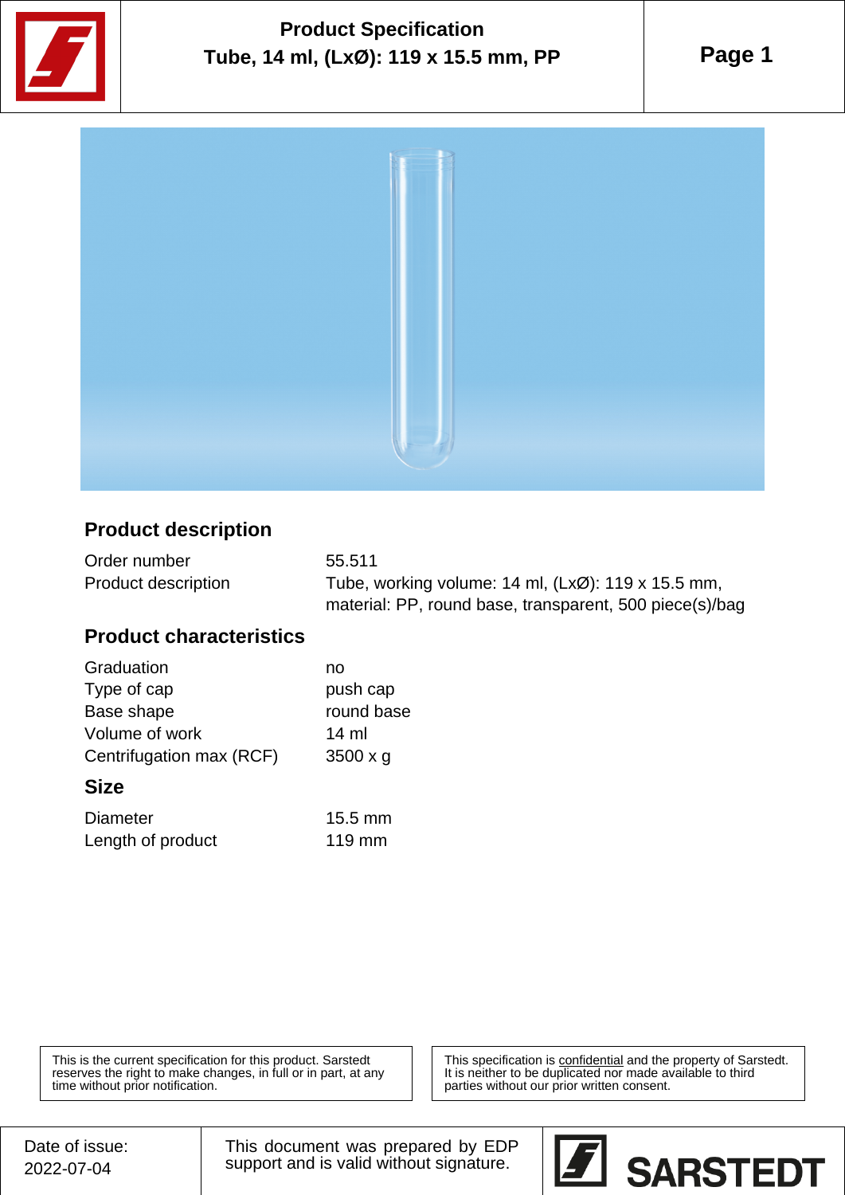# Product Specification

**Tube, 14 ml, (LxØ): 119 x 15.5 mm, PP**

## Product description

| | |
|---|---|
| Order number | 55.511 |
| Product description | Tube, working volume: 14 ml, (LxØ): 119 x 15.5 mm, material: PP, round base, transparent, 500 piece(s)/bag |

## Product characteristics

| | |
|---|---|
| Graduation | no |
| Type of cap | push cap |
| Base shape | round base |
| Volume of work | 14 ml |
| Centrifugation max (RCF) | 3500 x g |

## Size

| | |
|---|---|
| Diameter | 15.5 mm |
| Length of product | 119 mm |

This is the current specification for this product. Sarstedt reserves the right to make changes, in full or in part, at any time without prior notification.

This specification is confidential and the property of Sarstedt. It is neither to be duplicated nor made available to third parties without our prior written consent.

Date of issue: 2022-07-04

This document was prepared by EDP support and is valid without signature.

SARSTEDT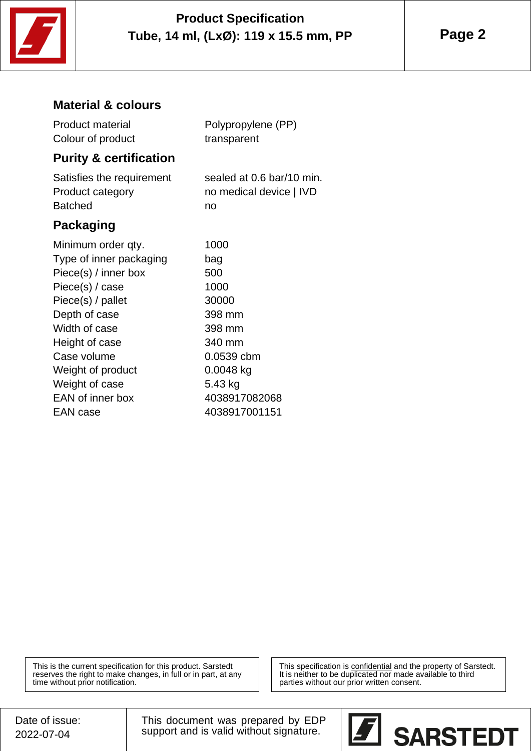## Material & colours

| | |
|---|---|
| Product material | Polypropylene (PP) |
| Colour of product | transparent |

## Purity & certification

| | |
|---|---|
| Satisfies the requirement | sealed at 0.6 bar/10 min. |
| Product category | no medical device \| IVD |
| Batched | no |

## Packaging

| | |
|---|---|
| Minimum order qty. | 1000 |
| Type of inner packaging | bag |
| Piece(s) / inner box | 500 |
| Piece(s) / case | 1000 |
| Piece(s) / pallet | 30000 |
| Depth of case | 398 mm |
| Width of case | 398 mm |
| Height of case | 340 mm |
| Case volume | 0.0539 cbm |
| Weight of product | 0.0048 kg |
| Weight of case | 5.43 kg |
| EAN of inner box | 4038917082068 |
| EAN case | 4038917001151 |

This is the current specification for this product. Sarstedt reserves the right to make changes, in full or in part, at any time without prior notification.

This specification is confidential and the property of Sarstedt. It is neither to be duplicated nor made available to third parties without our prior written consent.

Date of issue: 2022-07-04

This document was prepared by EDP support and is valid without signature.